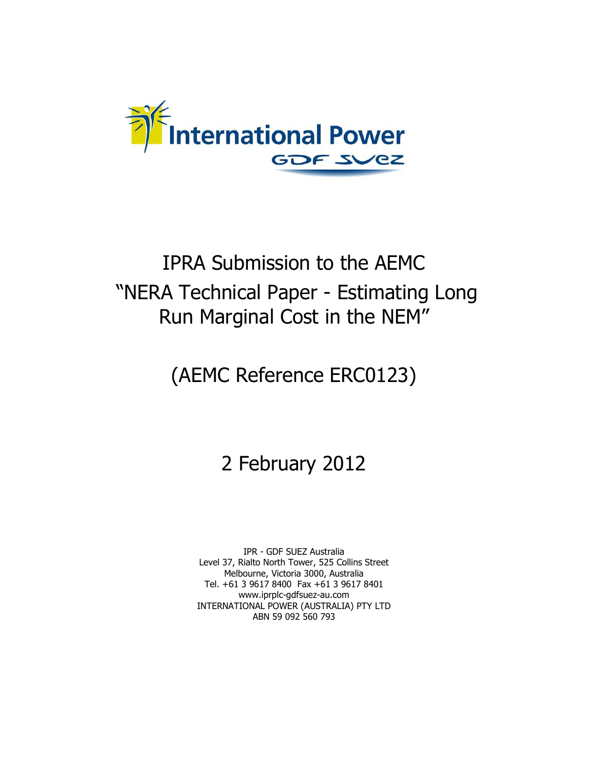International Power

GDF SUEZ

# IPRA Submission to the AEMC "NERA Technical Paper - Estimating Long Run Marginal Cost in the NEM"

## (AEMC Reference ERC0123)

## 2 February 2012

IPR - GDF SUEZ Australia
Level 37, Rialto North Tower, 525 Collins Street
Melbourne, Victoria 3000, Australia
Tel. +61 3 9617 8400 Fax +61 3 9617 8401
www.iprplc-gdfsuez-au.com
INTERNATIONAL POWER (AUSTRALIA) PTY LTD
ABN 59 092 560 793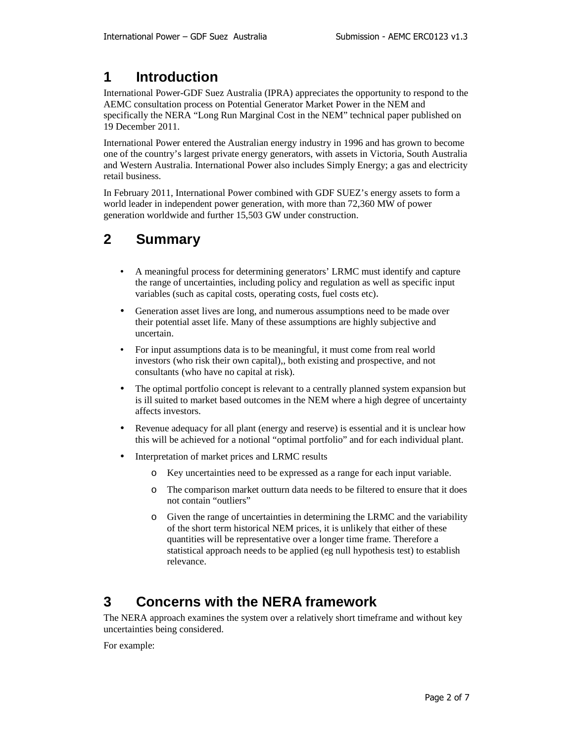# 1 Introduction

International Power-GDF Suez Australia (IPRA) appreciates the opportunity to respond to the AEMC consultation process on Potential Generator Market Power in the NEM and specifically the NERA "Long Run Marginal Cost in the NEM" technical paper published on 19 December 2011.

International Power entered the Australian energy industry in 1996 and has grown to become one of the country's largest private energy generators, with assets in Victoria, South Australia and Western Australia. International Power also includes Simply Energy; a gas and electricity retail business.

In February 2011, International Power combined with GDF SUEZ's energy assets to form a world leader in independent power generation, with more than 72,360 MW of power generation worldwide and further 15,503 GW under construction.

# 2 Summary

- A meaningful process for determining generators' LRMC must identify and capture the range of uncertainties, including policy and regulation as well as specific input variables (such as capital costs, operating costs, fuel costs etc).
- Generation asset lives are long, and numerous assumptions need to be made over their potential asset life. Many of these assumptions are highly subjective and uncertain.
- For input assumptions data is to be meaningful, it must come from real world investors (who risk their own capital),, both existing and prospective, and not consultants (who have no capital at risk).
- The optimal portfolio concept is relevant to a centrally planned system expansion but is ill suited to market based outcomes in the NEM where a high degree of uncertainty affects investors.
- Revenue adequacy for all plant (energy and reserve) is essential and it is unclear how this will be achieved for a notional "optimal portfolio" and for each individual plant.
- Interpretation of market prices and LRMC results
  - Key uncertainties need to be expressed as a range for each input variable.
  - The comparison market outturn data needs to be filtered to ensure that it does not contain "outliers"
  - Given the range of uncertainties in determining the LRMC and the variability of the short term historical NEM prices, it is unlikely that either of these quantities will be representative over a longer time frame. Therefore a statistical approach needs to be applied (eg null hypothesis test) to establish relevance.

# 3 Concerns with the NERA framework

The NERA approach examines the system over a relatively short timeframe and without key uncertainties being considered.

For example: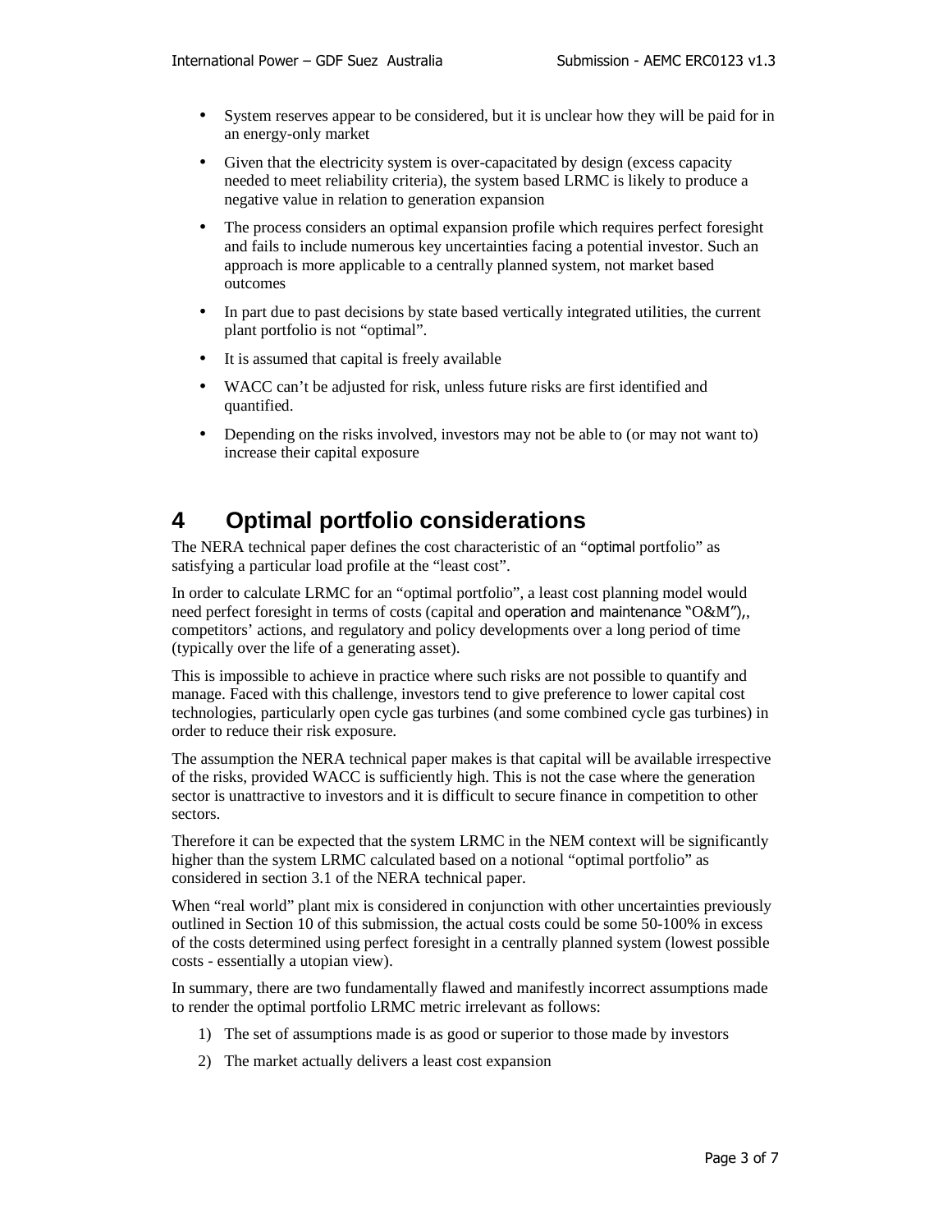- System reserves appear to be considered, but it is unclear how they will be paid for in an energy-only market
- Given that the electricity system is over-capacitated by design (excess capacity needed to meet reliability criteria), the system based LRMC is likely to produce a negative value in relation to generation expansion
- The process considers an optimal expansion profile which requires perfect foresight and fails to include numerous key uncertainties facing a potential investor. Such an approach is more applicable to a centrally planned system, not market based outcomes
- In part due to past decisions by state based vertically integrated utilities, the current plant portfolio is not "optimal".
- It is assumed that capital is freely available
- WACC can't be adjusted for risk, unless future risks are first identified and quantified.
- Depending on the risks involved, investors may not be able to (or may not want to) increase their capital exposure

# 4 Optimal portfolio considerations

The NERA technical paper defines the cost characteristic of an "optimal portfolio" as satisfying a particular load profile at the "least cost".

In order to calculate LRMC for an "optimal portfolio", a least cost planning model would need perfect foresight in terms of costs (capital and operation and maintenance "O&M"),, competitors' actions, and regulatory and policy developments over a long period of time (typically over the life of a generating asset).

This is impossible to achieve in practice where such risks are not possible to quantify and manage. Faced with this challenge, investors tend to give preference to lower capital cost technologies, particularly open cycle gas turbines (and some combined cycle gas turbines) in order to reduce their risk exposure.

The assumption the NERA technical paper makes is that capital will be available irrespective of the risks, provided WACC is sufficiently high. This is not the case where the generation sector is unattractive to investors and it is difficult to secure finance in competition to other sectors.

Therefore it can be expected that the system LRMC in the NEM context will be significantly higher than the system LRMC calculated based on a notional "optimal portfolio" as considered in section 3.1 of the NERA technical paper.

When "real world" plant mix is considered in conjunction with other uncertainties previously outlined in Section 10 of this submission, the actual costs could be some 50-100% in excess of the costs determined using perfect foresight in a centrally planned system (lowest possible costs - essentially a utopian view).

In summary, there are two fundamentally flawed and manifestly incorrect assumptions made to render the optimal portfolio LRMC metric irrelevant as follows:

1) The set of assumptions made is as good or superior to those made by investors
2) The market actually delivers a least cost expansion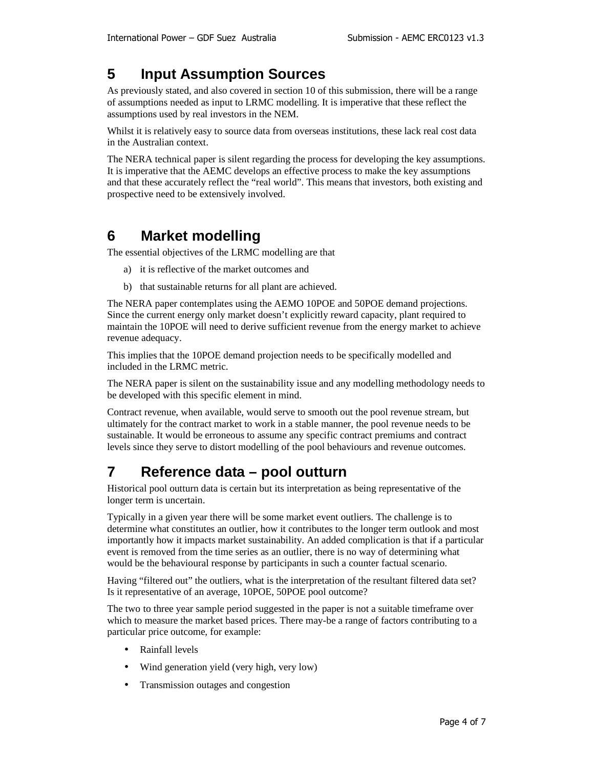## 5 Input Assumption Sources

As previously stated, and also covered in section 10 of this submission, there will be a range of assumptions needed as input to LRMC modelling. It is imperative that these reflect the assumptions used by real investors in the NEM.

Whilst it is relatively easy to source data from overseas institutions, these lack real cost data in the Australian context.

The NERA technical paper is silent regarding the process for developing the key assumptions. It is imperative that the AEMC develops an effective process to make the key assumptions and that these accurately reflect the "real world". This means that investors, both existing and prospective need to be extensively involved.

## 6 Market modelling

The essential objectives of the LRMC modelling are that

a) it is reflective of the market outcomes and

b) that sustainable returns for all plant are achieved.

The NERA paper contemplates using the AEMO 10POE and 50POE demand projections. Since the current energy only market doesn't explicitly reward capacity, plant required to maintain the 10POE will need to derive sufficient revenue from the energy market to achieve revenue adequacy.

This implies that the 10POE demand projection needs to be specifically modelled and included in the LRMC metric.

The NERA paper is silent on the sustainability issue and any modelling methodology needs to be developed with this specific element in mind.

Contract revenue, when available, would serve to smooth out the pool revenue stream, but ultimately for the contract market to work in a stable manner, the pool revenue needs to be sustainable. It would be erroneous to assume any specific contract premiums and contract levels since they serve to distort modelling of the pool behaviours and revenue outcomes.

## 7 Reference data – pool outturn

Historical pool outturn data is certain but its interpretation as being representative of the longer term is uncertain.

Typically in a given year there will be some market event outliers. The challenge is to determine what constitutes an outlier, how it contributes to the longer term outlook and most importantly how it impacts market sustainability. An added complication is that if a particular event is removed from the time series as an outlier, there is no way of determining what would be the behavioural response by participants in such a counter factual scenario.

Having "filtered out" the outliers, what is the interpretation of the resultant filtered data set? Is it representative of an average, 10POE, 50POE pool outcome?

The two to three year sample period suggested in the paper is not a suitable timeframe over which to measure the market based prices. There may-be a range of factors contributing to a particular price outcome, for example:

- Rainfall levels
- Wind generation yield (very high, very low)
- Transmission outages and congestion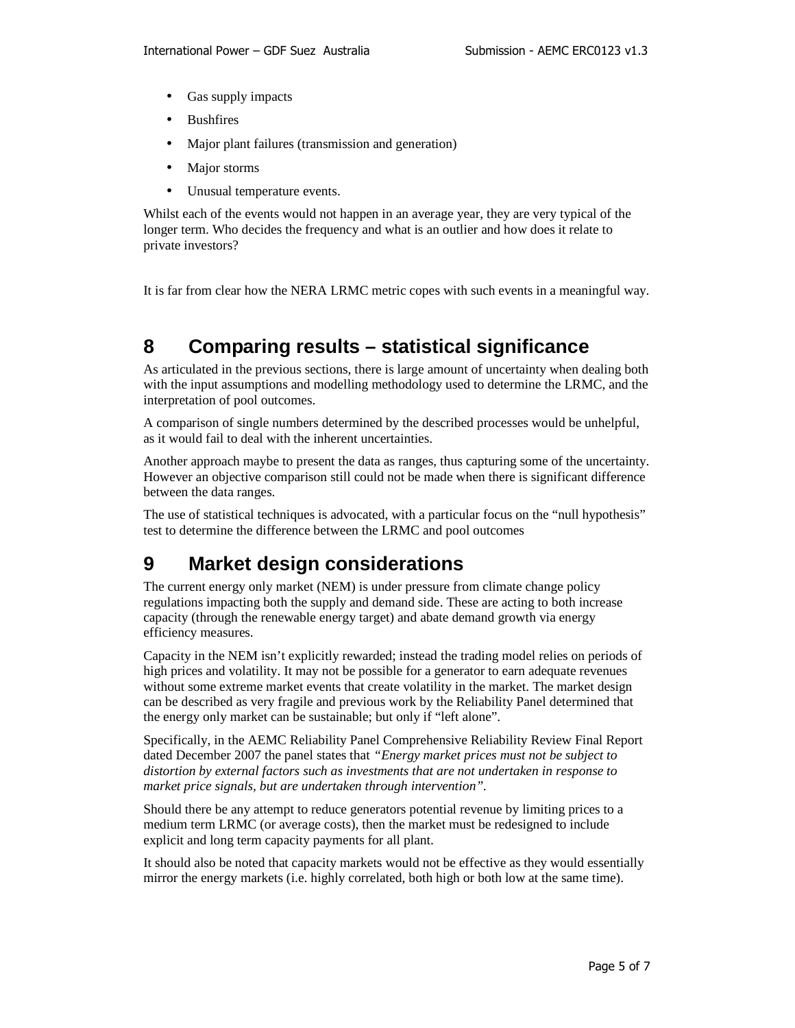- Gas supply impacts
- Bushfires
- Major plant failures (transmission and generation)
- Major storms
- Unusual temperature events.

Whilst each of the events would not happen in an average year, they are very typical of the longer term. Who decides the frequency and what is an outlier and how does it relate to private investors?

It is far from clear how the NERA LRMC metric copes with such events in a meaningful way.

# 8 Comparing results – statistical significance

As articulated in the previous sections, there is large amount of uncertainty when dealing both with the input assumptions and modelling methodology used to determine the LRMC, and the interpretation of pool outcomes.

A comparison of single numbers determined by the described processes would be unhelpful, as it would fail to deal with the inherent uncertainties.

Another approach maybe to present the data as ranges, thus capturing some of the uncertainty. However an objective comparison still could not be made when there is significant difference between the data ranges.

The use of statistical techniques is advocated, with a particular focus on the "null hypothesis" test to determine the difference between the LRMC and pool outcomes

# 9 Market design considerations

The current energy only market (NEM) is under pressure from climate change policy regulations impacting both the supply and demand side. These are acting to both increase capacity (through the renewable energy target) and abate demand growth via energy efficiency measures.

Capacity in the NEM isn't explicitly rewarded; instead the trading model relies on periods of high prices and volatility. It may not be possible for a generator to earn adequate revenues without some extreme market events that create volatility in the market. The market design can be described as very fragile and previous work by the Reliability Panel determined that the energy only market can be sustainable; but only if "left alone".

Specifically, in the AEMC Reliability Panel Comprehensive Reliability Review Final Report dated December 2007 the panel states that *"Energy market prices must not be subject to distortion by external factors such as investments that are not undertaken in response to market price signals, but are undertaken through intervention"*.

Should there be any attempt to reduce generators potential revenue by limiting prices to a medium term LRMC (or average costs), then the market must be redesigned to include explicit and long term capacity payments for all plant.

It should also be noted that capacity markets would not be effective as they would essentially mirror the energy markets (i.e. highly correlated, both high or both low at the same time).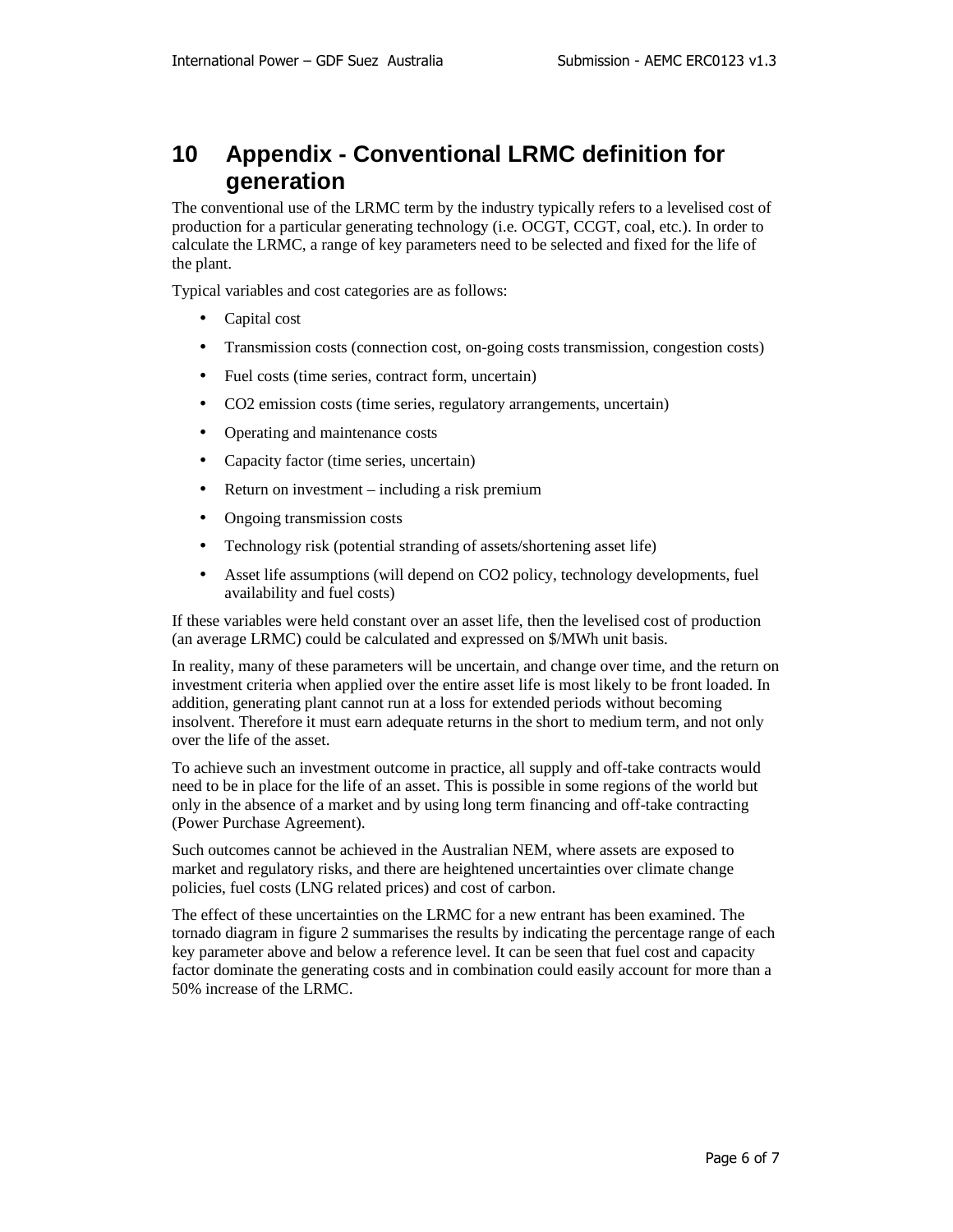# 10 Appendix - Conventional LRMC definition for generation

The conventional use of the LRMC term by the industry typically refers to a levelised cost of production for a particular generating technology (i.e. OCGT, CCGT, coal, etc.). In order to calculate the LRMC, a range of key parameters need to be selected and fixed for the life of the plant.

Typical variables and cost categories are as follows:

- Capital cost
- Transmission costs (connection cost, on-going costs transmission, congestion costs)
- Fuel costs (time series, contract form, uncertain)
- $CO_2$ emission costs (time series, regulatory arrangements, uncertain)
- Operating and maintenance costs
- Capacity factor (time series, uncertain)
- Return on investment – including a risk premium
- Ongoing transmission costs
- Technology risk (potential stranding of assets/shortening asset life)
- Asset life assumptions (will depend on $CO_2$ policy, technology developments, fuel availability and fuel costs)

If these variables were held constant over an asset life, then the levelised cost of production (an average LRMC) could be calculated and expressed on $/MWh unit basis.

In reality, many of these parameters will be uncertain, and change over time, and the return on investment criteria when applied over the entire asset life is most likely to be front loaded. In addition, generating plant cannot run at a loss for extended periods without becoming insolvent. Therefore it must earn adequate returns in the short to medium term, and not only over the life of the asset.

To achieve such an investment outcome in practice, all supply and off-take contracts would need to be in place for the life of an asset. This is possible in some regions of the world but only in the absence of a market and by using long term financing and off-take contracting (Power Purchase Agreement).

Such outcomes cannot be achieved in the Australian NEM, where assets are exposed to market and regulatory risks, and there are heightened uncertainties over climate change policies, fuel costs (LNG related prices) and cost of carbon.

The effect of these uncertainties on the LRMC for a new entrant has been examined. The tornado diagram in figure 2 summarises the results by indicating the percentage range of each key parameter above and below a reference level. It can be seen that fuel cost and capacity factor dominate the generating costs and in combination could easily account for more than a 50% increase of the LRMC.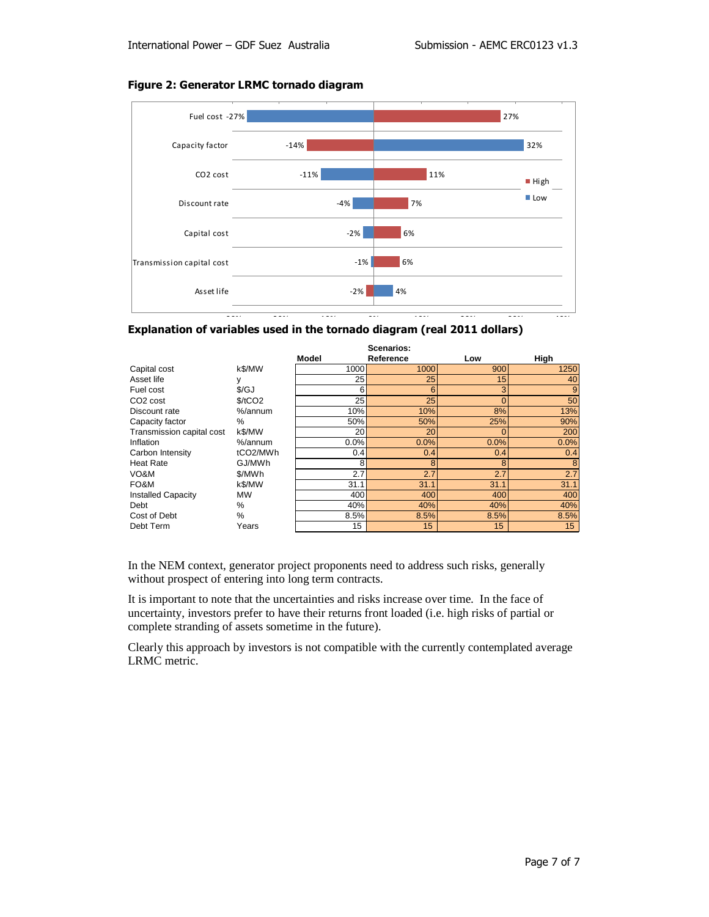**Figure 2: Generator LRMC tornado diagram**

Fuel cost -27% 27%

Capacity factor -14% 32%

CO2 cost -11% 11%

Discount rate -4% 7%

Capital cost -2% 6%

Transmission capital cost -1% 6%

Asset life -2% 4%

High

Low

**Explanation of variables used in the tornado diagram (real 2011 dollars)**

| | | Model | Scenarios: Reference | Low | High |
|---|---|---|---|---|---|
| Capital cost | k$/MW | 1000 | 1000 | 900 | 1250 |
| Asset life | y | 25 | 25 | 15 | 40 |
| Fuel cost | $/GJ | 6 | 6 | 3 | 9 |
| CO2 cost | $/tCO2 | 25 | 25 | 0 | 50 |
| Discount rate | %/annum | 10% | 10% | 8% | 13% |
| Capacity factor | % | 50% | 50% | 25% | 90% |
| Transmission capital cost | k$/MW | 20 | 20 | 0 | 200 |
| Inflation | %/annum | 0.0% | 0.0% | 0.0% | 0.0% |
| Carbon Intensity | tCO2/MWh | 0.4 | 0.4 | 0.4 | 0.4 |
| Heat Rate | GJ/MWh | 8 | 8 | 8 | 8 |
| VO&M | $/MWh | 2.7 | 2.7 | 2.7 | 2.7 |
| FO&M | k$/MW | 31.1 | 31.1 | 31.1 | 31.1 |
| Installed Capacity | MW | 400 | 400 | 400 | 400 |
| Debt | % | 40% | 40% | 40% | 40% |
| Cost of Debt | % | 8.5% | 8.5% | 8.5% | 8.5% |
| Debt Term | Years | 15 | 15 | 15 | 15 |

In the NEM context, generator project proponents need to address such risks, generally without prospect of entering into long term contracts.

It is important to note that the uncertainties and risks increase over time. In the face of uncertainty, investors prefer to have their returns front loaded (i.e. high risks of partial or complete stranding of assets sometime in the future).

Clearly this approach by investors is not compatible with the currently contemplated average LRMC metric.